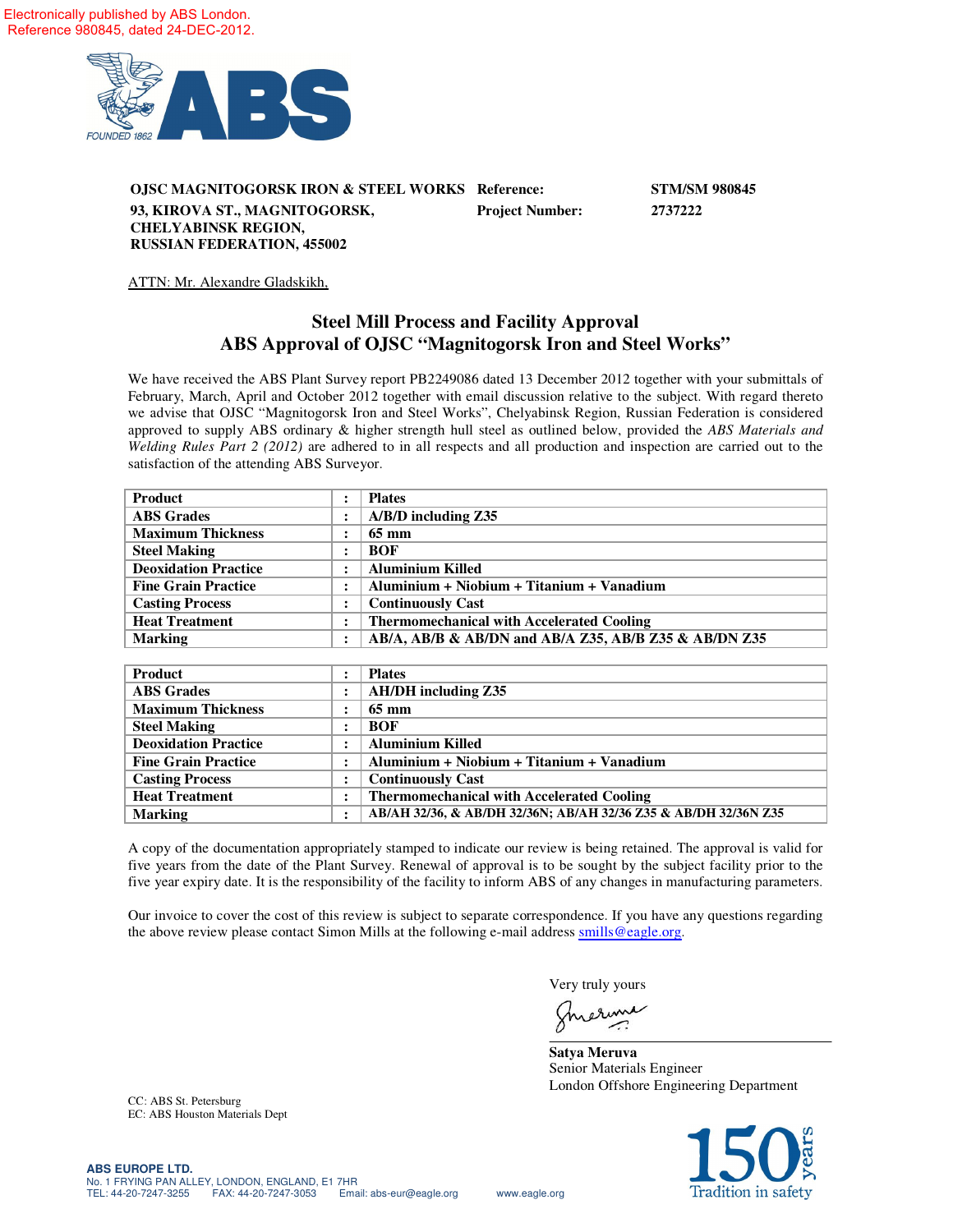Electronically published by ABS London.
Reference 980845, dated 24-DEC-2012.

**OJSC MAGNITOGORSK IRON & STEEL WORKS**
**93, KIROVA ST., MAGNITOGORSK,**
**CHELYABINSK REGION,**
**RUSSIAN FEDERATION, 455002**

**Reference:** STM/SM 980845
**Project Number:** 2737222

ATTN: Mr. Alexandre Gladskikh,

## Steel Mill Process and Facility Approval
## ABS Approval of OJSC "Magnitogorsk Iron and Steel Works"

We have received the ABS Plant Survey report PB2249086 dated 13 December 2012 together with your submittals of February, March, April and October 2012 together with email discussion relative to the subject. With regard thereto we advise that OJSC "Magnitogorsk Iron and Steel Works", Chelyabinsk Region, Russian Federation is considered approved to supply ABS ordinary & higher strength hull steel as outlined below, provided the *ABS Materials and Welding Rules Part 2 (2012)* are adhered to in all respects and all production and inspection are carried out to the satisfaction of the attending ABS Surveyor.

| **Product** | : | **Plates** |
|---|---|---|
| **ABS Grades** | : | **A/B/D including Z35** |
| **Maximum Thickness** | : | **65 mm** |
| **Steel Making** | : | **BOF** |
| **Deoxidation Practice** | : | **Aluminium Killed** |
| **Fine Grain Practice** | : | **Aluminium + Niobium + Titanium + Vanadium** |
| **Casting Process** | : | **Continuously Cast** |
| **Heat Treatment** | : | **Thermomechanical with Accelerated Cooling** |
| **Marking** | : | **AB/A, AB/B & AB/DN and AB/A Z35, AB/B Z35 & AB/DN Z35** |

| **Product** | : | **Plates** |
|---|---|---|
| **ABS Grades** | : | **AH/DH including Z35** |
| **Maximum Thickness** | : | **65 mm** |
| **Steel Making** | : | **BOF** |
| **Deoxidation Practice** | : | **Aluminium Killed** |
| **Fine Grain Practice** | : | **Aluminium + Niobium + Titanium + Vanadium** |
| **Casting Process** | : | **Continuously Cast** |
| **Heat Treatment** | : | **Thermomechanical with Accelerated Cooling** |
| **Marking** | : | **AB/AH 32/36, & AB/DH 32/36N; AB/AH 32/36 Z35 & AB/DH 32/36N Z35** |

A copy of the documentation appropriately stamped to indicate our review is being retained. The approval is valid for five years from the date of the Plant Survey. Renewal of approval is to be sought by the subject facility prior to the five year expiry date. It is the responsibility of the facility to inform ABS of any changes in manufacturing parameters.

Our invoice to cover the cost of this review is subject to separate correspondence. If you have any questions regarding the above review please contact Simon Mills at the following e-mail address smills@eagle.org.

Very truly yours

**Satya Meruva**
Senior Materials Engineer
London Offshore Engineering Department

CC: ABS St. Petersburg
EC: ABS Houston Materials Dept

**ABS EUROPE LTD.**
No. 1 FRYING PAN ALLEY, LONDON, ENGLAND, E1 7HR
TEL: 44-20-7247-3255 FAX: 44-20-7247-3053 Email: abs-eur@eagle.org www.eagle.org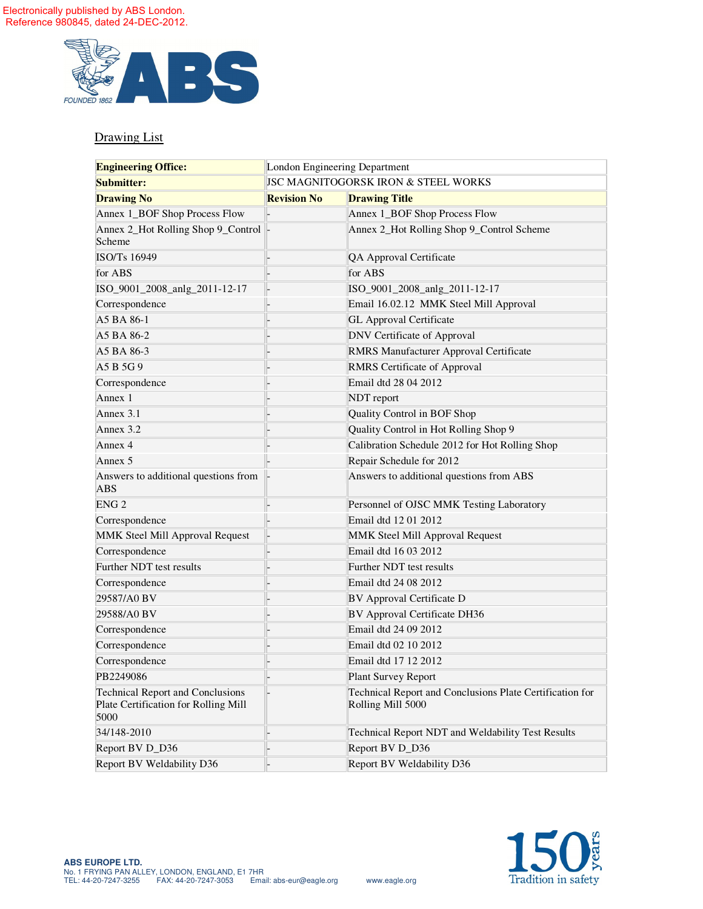Electronically published by ABS London.
Reference 980845, dated 24-DEC-2012.

## Drawing List

| | | |
|---|---|---|
| **Engineering Office:** | London Engineering Department | |
| **Submitter:** | JSC MAGNITOGORSK IRON & STEEL WORKS | |
| **Drawing No** | **Revision No** | **Drawing Title** |
| Annex 1_BOF Shop Process Flow | - | Annex 1_BOF Shop Process Flow |
| Annex 2_Hot Rolling Shop 9_Control Scheme | - | Annex 2_Hot Rolling Shop 9_Control Scheme |
| ISO/Ts 16949 | - | QA Approval Certificate |
| for ABS | - | for ABS |
| ISO_9001_2008_anlg_2011-12-17 | - | ISO_9001_2008_anlg_2011-12-17 |
| Correspondence | - | Email 16.02.12 MMK Steel Mill Approval |
| A5 BA 86-1 | - | GL Approval Certificate |
| A5 BA 86-2 | - | DNV Certificate of Approval |
| A5 BA 86-3 | - | RMRS Manufacturer Approval Certificate |
| A5 B 5G 9 | - | RMRS Certificate of Approval |
| Correspondence | - | Email dtd 28 04 2012 |
| Annex 1 | - | NDT report |
| Annex 3.1 | - | Quality Control in BOF Shop |
| Annex 3.2 | - | Quality Control in Hot Rolling Shop 9 |
| Annex 4 | - | Calibration Schedule 2012 for Hot Rolling Shop |
| Annex 5 | - | Repair Schedule for 2012 |
| Answers to additional questions from ABS | - | Answers to additional questions from ABS |
| ENG 2 | - | Personnel of OJSC MMK Testing Laboratory |
| Correspondence | - | Email dtd 12 01 2012 |
| MMK Steel Mill Approval Request | - | MMK Steel Mill Approval Request |
| Correspondence | - | Email dtd 16 03 2012 |
| Further NDT test results | - | Further NDT test results |
| Correspondence | - | Email dtd 24 08 2012 |
| 29587/A0 BV | - | BV Approval Certificate D |
| 29588/A0 BV | - | BV Approval Certificate DH36 |
| Correspondence | - | Email dtd 24 09 2012 |
| Correspondence | - | Email dtd 02 10 2012 |
| Correspondence | - | Email dtd 17 12 2012 |
| PB2249086 | - | Plant Survey Report |
| Technical Report and Conclusions Plate Certification for Rolling Mill 5000 | - | Technical Report and Conclusions Plate Certification for Rolling Mill 5000 |
| 34/148-2010 | | Technical Report NDT and Weldability Test Results |
| Report BV D_D36 | - | Report BV D_D36 |
| Report BV Weldability D36 | - | Report BV Weldability D36 |

**ABS EUROPE LTD.**
No. 1 FRYING PAN ALLEY, LONDON, ENGLAND, E1 7HR
TEL: 44-20-7247-3255 FAX: 44-20-7247-3053 Email: abs-eur@eagle.org www.eagle.org